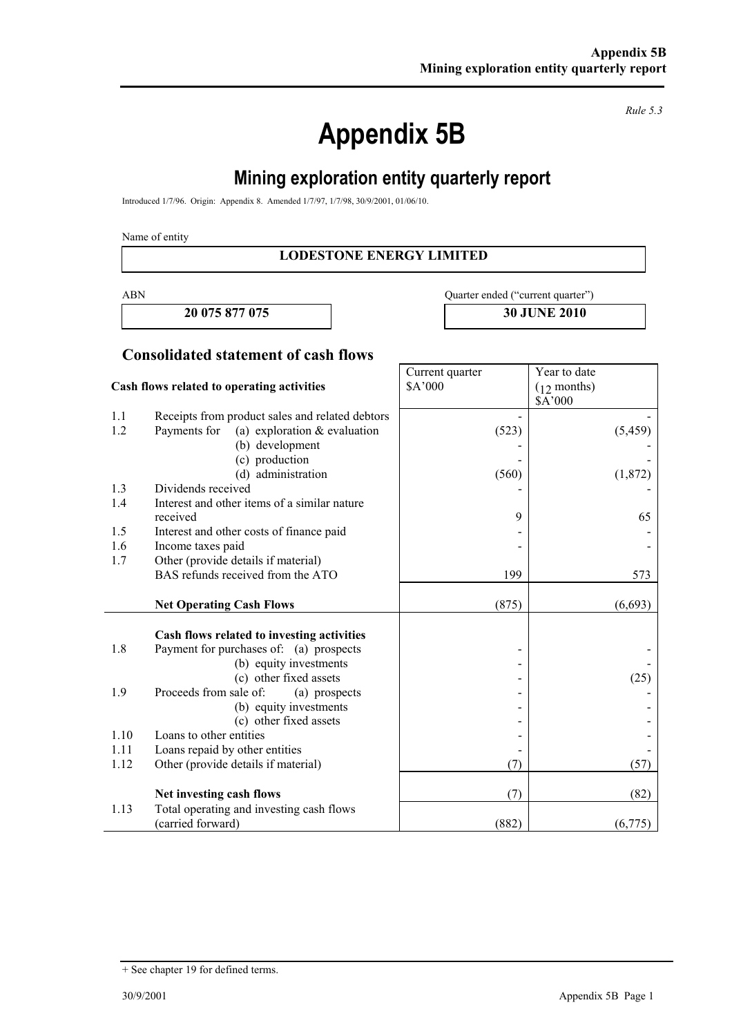*Rule 5.3*

# Appendix 5B

## Mining exploration entity quarterly report

Introduced 1/7/96. Origin: Appendix 8. Amended 1/7/97, 1/7/98, 30/9/2001, 01/06/10.

Name of entity

**LODESTONE ENERGY LIMITED**

| ABN | Quarter ended ("current quarter") |
|---|---|
| **20 075 877 075** | **30 JUNE 2010** |

### Consolidated statement of cash flows

| | **Cash flows related to operating activities** | Current quarter $A'000 | Year to date (12 months) $A'000 |
|---|---|---|---|
| 1.1 | Receipts from product sales and related debtors | - | - |
| 1.2 | Payments for (a) exploration & evaluation | (523) | (5,459) |
| | (b) development | - | - |
| | (c) production | - | - |
| | (d) administration | (560) | (1,872) |
| 1.3 | Dividends received | - | - |
| 1.4 | Interest and other items of a similar nature received | 9 | 65 |
| 1.5 | Interest and other costs of finance paid | - | - |
| 1.6 | Income taxes paid | - | - |
| 1.7 | Other (provide details if material) BAS refunds received from the ATO | 199 | 573 |
| | **Net Operating Cash Flows** | (875) | (6,693) |
| | **Cash flows related to investing activities** | | |
| 1.8 | Payment for purchases of: (a) prospects | - | - |
| | (b) equity investments | - | - |
| | (c) other fixed assets | - | (25) |
| 1.9 | Proceeds from sale of: (a) prospects | - | - |
| | (b) equity investments | - | - |
| | (c) other fixed assets | - | - |
| 1.10 | Loans to other entities | - | - |
| 1.11 | Loans repaid by other entities | - | - |
| 1.12 | Other (provide details if material) | (7) | (57) |
| | **Net investing cash flows** | (7) | (82) |
| 1.13 | Total operating and investing cash flows (carried forward) | (882) | (6,775) |

+ See chapter 19 for defined terms.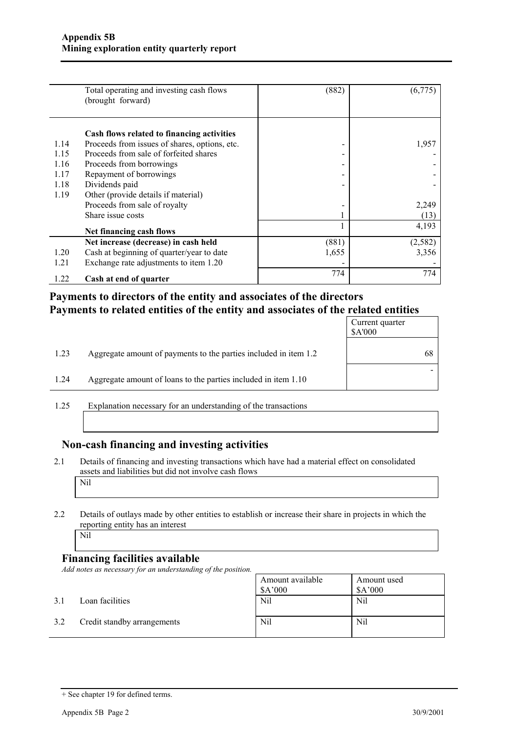| | | | |
|---|---|---|---|
| | Total operating and investing cash flows (brought forward) | (882) | (6,775) |
| | **Cash flows related to financing activities** | | |
| 1.14 | Proceeds from issues of shares, options, etc. | - | 1,957 |
| 1.15 | Proceeds from sale of forfeited shares | - | - |
| 1.16 | Proceeds from borrowings | - | - |
| 1.17 | Repayment of borrowings | - | - |
| 1.18 | Dividends paid | - | - |
| 1.19 | Other (provide details if material) | | |
| | Proceeds from sale of royalty | - | 2,249 |
| | Share issue costs | 1 | (13) |
| | **Net financing cash flows** | 1 | 4,193 |
| | **Net increase (decrease) in cash held** | (881) | (2,582) |
| 1.20 | Cash at beginning of quarter/year to date | 1,655 | 3,356 |
| 1.21 | Exchange rate adjustments to item 1.20 | - | - |
| 1.22 | **Cash at end of quarter** | 774 | 774 |

## Payments to directors of the entity and associates of the directors
## Payments to related entities of the entity and associates of the related entities

| | | Current quarter $A'000 |
|---|---|---|
| 1.23 | Aggregate amount of payments to the parties included in item 1.2 | 68 |
| 1.24 | Aggregate amount of loans to the parties included in item 1.10 | - |

1.25 Explanation necessary for an understanding of the transactions

## Non-cash financing and investing activities

2.1 Details of financing and investing transactions which have had a material effect on consolidated assets and liabilities but did not involve cash flows

Nil

2.2 Details of outlays made by other entities to establish or increase their share in projects in which the reporting entity has an interest

Nil

## Financing facilities available

*Add notes as necessary for an understanding of the position.*

| | | Amount available $A'000 | Amount used $A'000 |
|---|---|---|---|
| 3.1 | Loan facilities | Nil | Nil |
| 3.2 | Credit standby arrangements | Nil | Nil |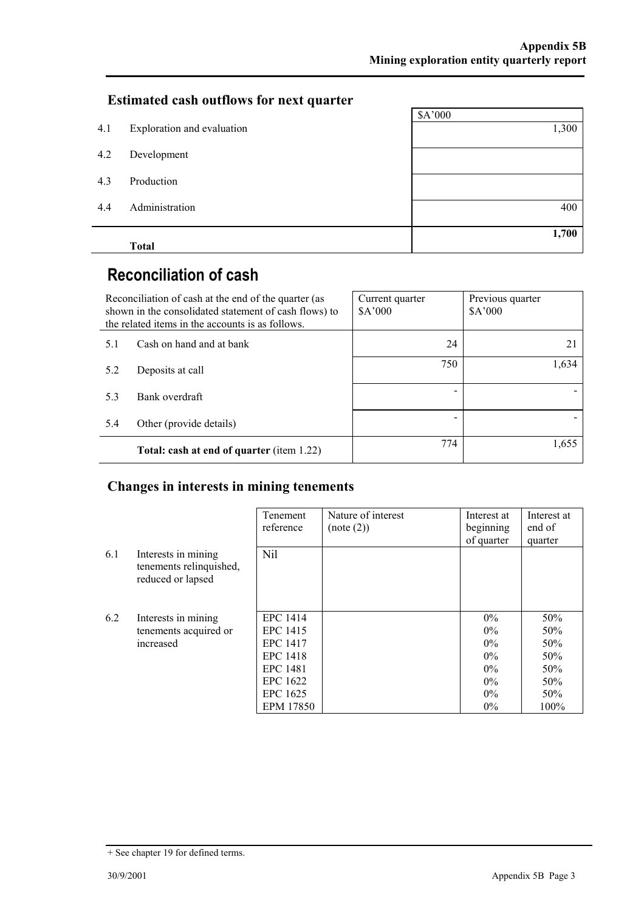## Estimated cash outflows for next quarter

| | | $A'000 |
|---|---|---|
| 4.1 | Exploration and evaluation | 1,300 |
| 4.2 | Development | |
| 4.3 | Production | |
| 4.4 | Administration | 400 |
| | **Total** | **1,700** |

# Reconciliation of cash

| Reconciliation of cash at the end of the quarter (as shown in the consolidated statement of cash flows) to the related items in the accounts is as follows. | | Current quarter $A'000 | Previous quarter $A'000 |
|---|---|---|---|
| 5.1 | Cash on hand and at bank | 24 | 21 |
| 5.2 | Deposits at call | 750 | 1,634 |
| 5.3 | Bank overdraft | - | - |
| 5.4 | Other (provide details) | - | - |
| | **Total: cash at end of quarter** (item 1.22) | 774 | 1,655 |

## Changes in interests in mining tenements

| | | Tenement reference | Nature of interest (note (2)) | Interest at beginning of quarter | Interest at end of quarter |
|---|---|---|---|---|---|
| 6.1 | Interests in mining tenements relinquished, reduced or lapsed | Nil | | | |
| 6.2 | Interests in mining tenements acquired or increased | EPC 1414 | | 0% | 50% |
| | | EPC 1415 | | 0% | 50% |
| | | EPC 1417 | | 0% | 50% |
| | | EPC 1418 | | 0% | 50% |
| | | EPC 1481 | | 0% | 50% |
| | | EPC 1622 | | 0% | 50% |
| | | EPC 1625 | | 0% | 50% |
| | | EPM 17850 | | 0% | 100% |

+ See chapter 19 for defined terms.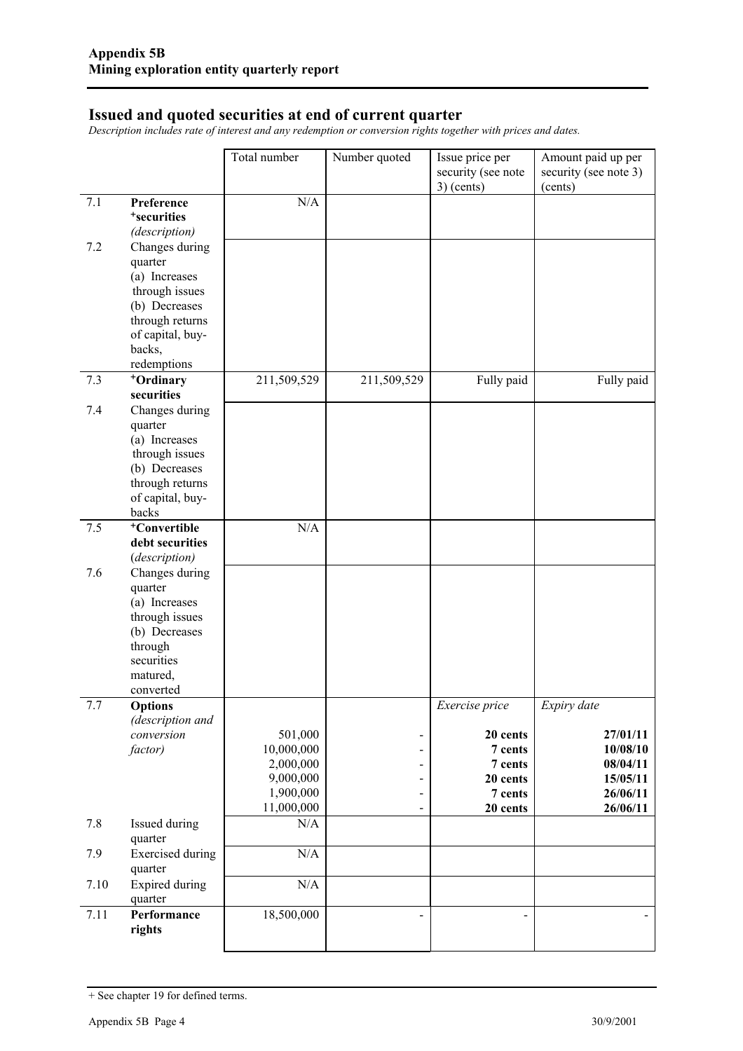## Issued and quoted securities at end of current quarter

*Description includes rate of interest and any redemption or conversion rights together with prices and dates.*

| | | Total number | Number quoted | Issue price per security (see note 3) (cents) | Amount paid up per security (see note 3) (cents) |
|---|---|---|---|---|---|
| 7.1 | **Preference +securities** *(description)* | N/A | | | |
| 7.2 | Changes during quarter (a) Increases through issues (b) Decreases through returns of capital, buy-backs, redemptions | | | | |
| 7.3 | **+Ordinary securities** | 211,509,529 | 211,509,529 | Fully paid | Fully paid |
| 7.4 | Changes during quarter (a) Increases through issues (b) Decreases through returns of capital, buy-backs | | | | |
| 7.5 | **+Convertible debt securities** *(description)* | N/A | | | |
| 7.6 | Changes during quarter (a) Increases through issues (b) Decreases through securities matured, converted | | | | |
| 7.7 | **Options** *(description and conversion factor)* | | | *Exercise price* | *Expiry date* |
| | | 501,000 | - | **20 cents** | **27/01/11** |
| | | 10,000,000 | - | **7 cents** | **10/08/10** |
| | | 2,000,000 | - | **7 cents** | **08/04/11** |
| | | 9,000,000 | - | **20 cents** | **15/05/11** |
| | | 1,900,000 | - | **7 cents** | **26/06/11** |
| | | 11,000,000 | - | **20 cents** | **26/06/11** |
| 7.8 | Issued during quarter | N/A | | | |
| 7.9 | Exercised during quarter | N/A | | | |
| 7.10 | Expired during quarter | N/A | | | |
| 7.11 | **Performance rights** | 18,500,000 | - | - | - |

+ See chapter 19 for defined terms.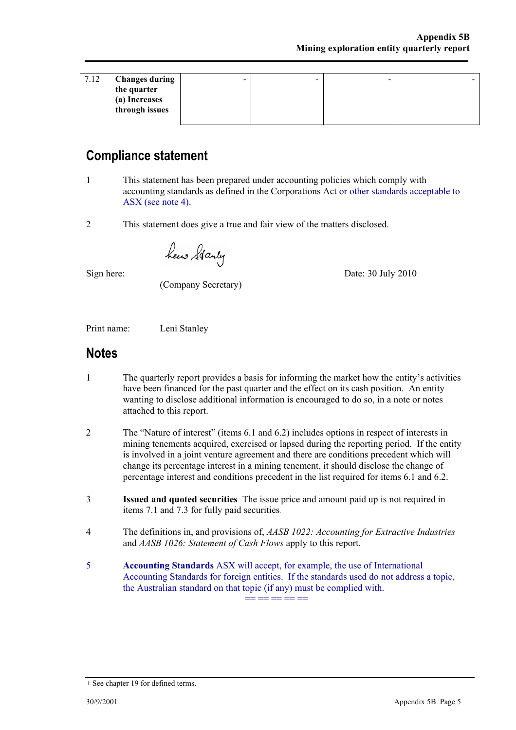| | | | | | |
|---|---|---|---|---|---|
| 7.12 | **Changes during the quarter (a) Increases through issues** | - | - | - | - |

## Compliance statement

1 This statement has been prepared under accounting policies which comply with accounting standards as defined in the Corporations Act or other standards acceptable to ASX (see note 4).

2 This statement does give a true and fair view of the matters disclosed.

Sign here: (Company Secretary) Date: 30 July 2010

Print name: Leni Stanley

## Notes

1 The quarterly report provides a basis for informing the market how the entity's activities have been financed for the past quarter and the effect on its cash position. An entity wanting to disclose additional information is encouraged to do so, in a note or notes attached to this report.

2 The "Nature of interest" (items 6.1 and 6.2) includes options in respect of interests in mining tenements acquired, exercised or lapsed during the reporting period. If the entity is involved in a joint venture agreement and there are conditions precedent which will change its percentage interest in a mining tenement, it should disclose the change of percentage interest and conditions precedent in the list required for items 6.1 and 6.2.

3 **Issued and quoted securities** The issue price and amount paid up is not required in items 7.1 and 7.3 for fully paid securities.

4 The definitions in, and provisions of, *AASB 1022: Accounting for Extractive Industries* and *AASB 1026: Statement of Cash Flows* apply to this report.

5 **Accounting Standards** ASX will accept, for example, the use of International Accounting Standards for foreign entities. If the standards used do not address a topic, the Australian standard on that topic (if any) must be complied with.

== == == == ==

+ See chapter 19 for defined terms.